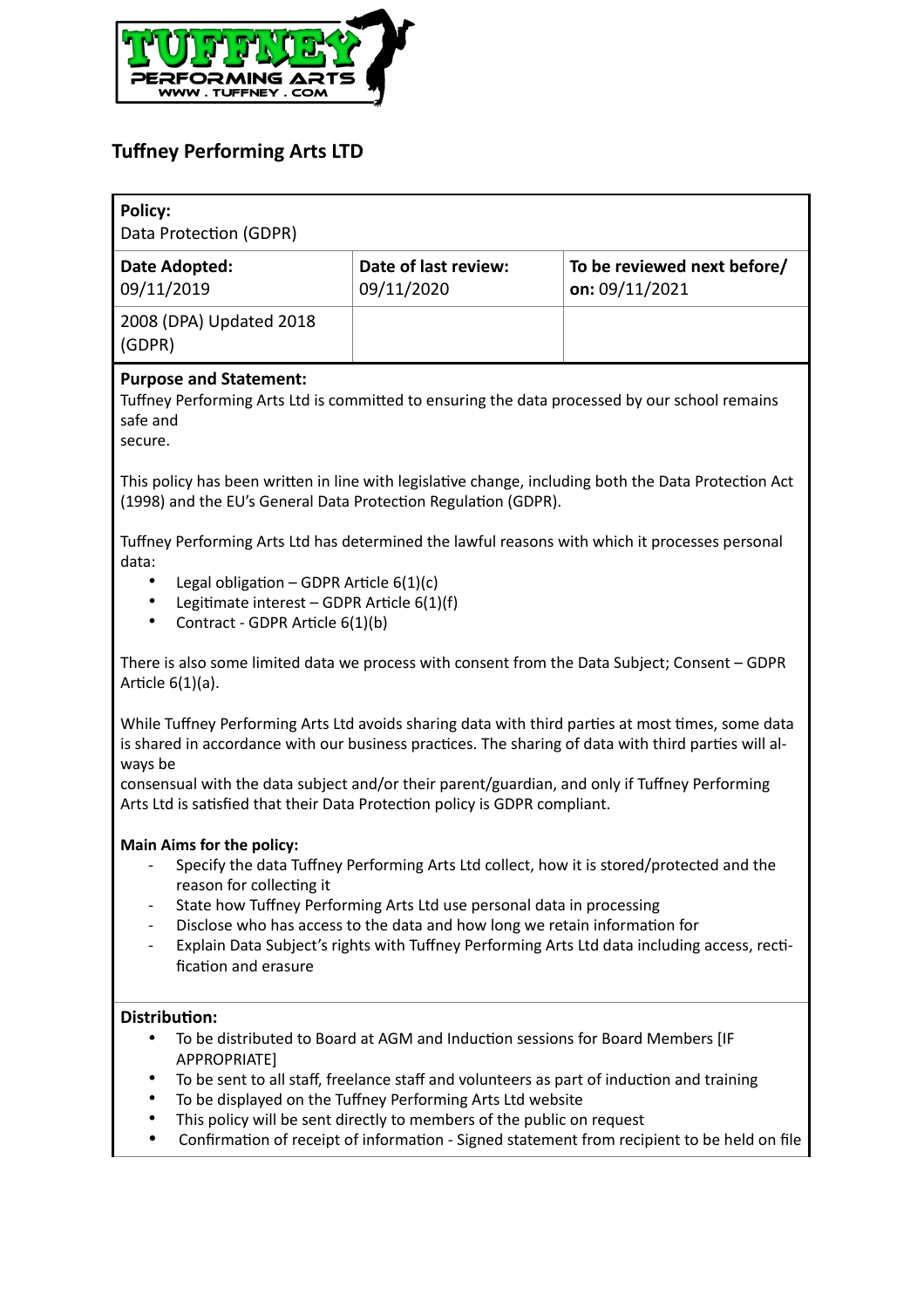# Tuffney Performing Arts LTD

| **Policy:** Data Protection (GDPR) | | |
|---|---|---|
| **Date Adopted:** 09/11/2019 | **Date of last review:** 09/11/2020 | **To be reviewed next before/ on:** 09/11/2021 |
| 2008 (DPA) Updated 2018 (GDPR) | | |

**Purpose and Statement:**

Tuffney Performing Arts Ltd is committed to ensuring the data processed by our school remains safe and secure.

This policy has been written in line with legislative change, including both the Data Protection Act (1998) and the EU's General Data Protection Regulation (GDPR).

Tuffney Performing Arts Ltd has determined the lawful reasons with which it processes personal data:

- Legal obligation – GDPR Article 6(1)(c)
- Legitimate interest – GDPR Article 6(1)(f)
- Contract - GDPR Article 6(1)(b)

There is also some limited data we process with consent from the Data Subject; Consent – GDPR Article 6(1)(a).

While Tuffney Performing Arts Ltd avoids sharing data with third parties at most times, some data is shared in accordance with our business practices. The sharing of data with third parties will always be consensual with the data subject and/or their parent/guardian, and only if Tuffney Performing Arts Ltd is satisfied that their Data Protection policy is GDPR compliant.

**Main Aims for the policy:**

- Specify the data Tuffney Performing Arts Ltd collect, how it is stored/protected and the reason for collecting it
- State how Tuffney Performing Arts Ltd use personal data in processing
- Disclose who has access to the data and how long we retain information for
- Explain Data Subject's rights with Tuffney Performing Arts Ltd data including access, rectification and erasure

**Distribution:**

- To be distributed to Board at AGM and Induction sessions for Board Members [IF APPROPRIATE]
- To be sent to all staff, freelance staff and volunteers as part of induction and training
- To be displayed on the Tuffney Performing Arts Ltd website
- This policy will be sent directly to members of the public on request
- Confirmation of receipt of information - Signed statement from recipient to be held on file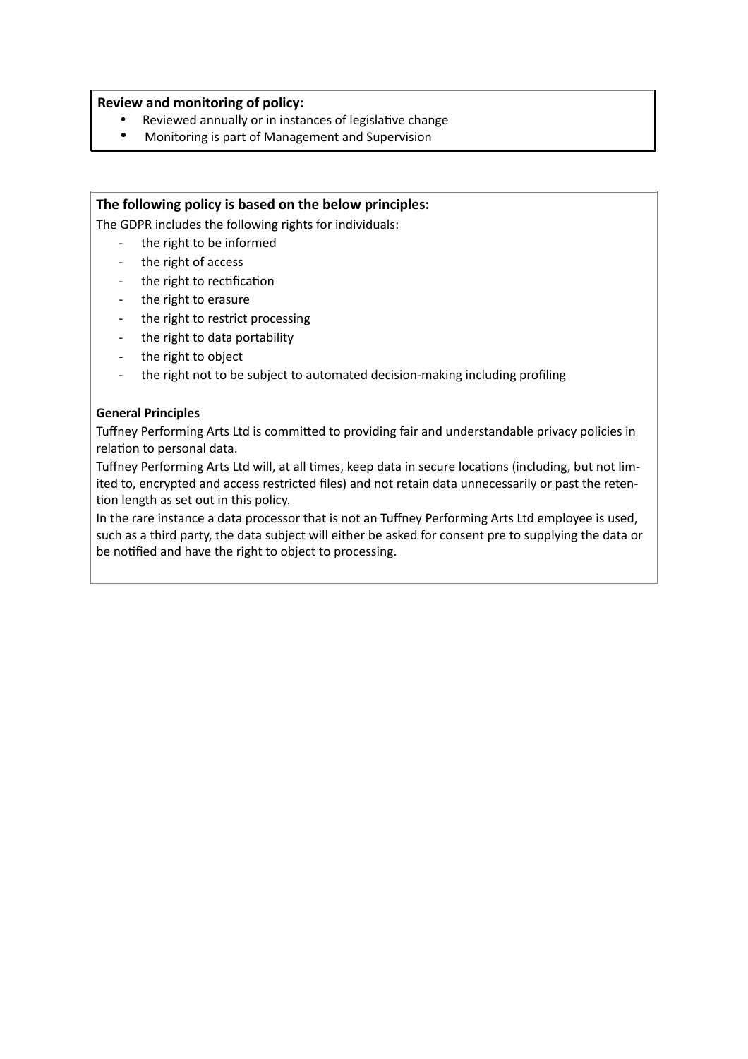**Review and monitoring of policy:**

- Reviewed annually or in instances of legislative change
- Monitoring is part of Management and Supervision

**The following policy is based on the below principles:**

The GDPR includes the following rights for individuals:

- the right to be informed
- the right of access
- the right to rectification
- the right to erasure
- the right to restrict processing
- the right to data portability
- the right to object
- the right not to be subject to automated decision-making including profiling

**General Principles**

Tuffney Performing Arts Ltd is committed to providing fair and understandable privacy policies in relation to personal data.

Tuffney Performing Arts Ltd will, at all times, keep data in secure locations (including, but not limited to, encrypted and access restricted files) and not retain data unnecessarily or past the retention length as set out in this policy.

In the rare instance a data processor that is not an Tuffney Performing Arts Ltd employee is used, such as a third party, the data subject will either be asked for consent pre to supplying the data or be notified and have the right to object to processing.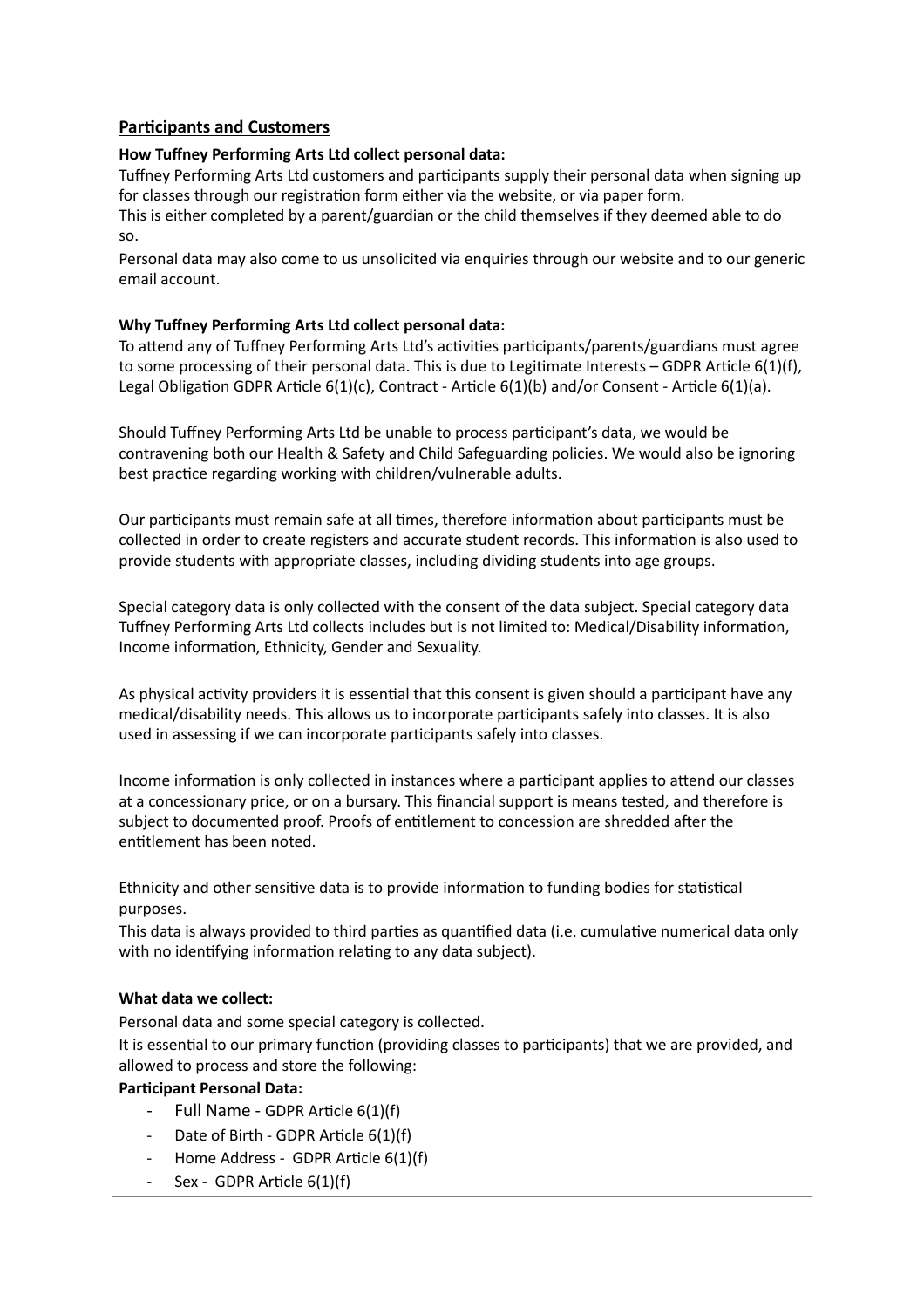## Participants and Customers

**How Tuffney Performing Arts Ltd collect personal data:**

Tuffney Performing Arts Ltd customers and participants supply their personal data when signing up for classes through our registration form either via the website, or via paper form.
This is either completed by a parent/guardian or the child themselves if they deemed able to do so.

Personal data may also come to us unsolicited via enquiries through our website and to our generic email account.

**Why Tuffney Performing Arts Ltd collect personal data:**

To attend any of Tuffney Performing Arts Ltd's activities participants/parents/guardians must agree to some processing of their personal data. This is due to Legitimate Interests – GDPR Article 6(1)(f), Legal Obligation GDPR Article 6(1)(c), Contract - Article 6(1)(b) and/or Consent - Article 6(1)(a).

Should Tuffney Performing Arts Ltd be unable to process participant's data, we would be contravening both our Health & Safety and Child Safeguarding policies. We would also be ignoring best practice regarding working with children/vulnerable adults.

Our participants must remain safe at all times, therefore information about participants must be collected in order to create registers and accurate student records. This information is also used to provide students with appropriate classes, including dividing students into age groups.

Special category data is only collected with the consent of the data subject. Special category data Tuffney Performing Arts Ltd collects includes but is not limited to: Medical/Disability information, Income information, Ethnicity, Gender and Sexuality.

As physical activity providers it is essential that this consent is given should a participant have any medical/disability needs. This allows us to incorporate participants safely into classes. It is also used in assessing if we can incorporate participants safely into classes.

Income information is only collected in instances where a participant applies to attend our classes at a concessionary price, or on a bursary. This financial support is means tested, and therefore is subject to documented proof. Proofs of entitlement to concession are shredded after the entitlement has been noted.

Ethnicity and other sensitive data is to provide information to funding bodies for statistical purposes.
This data is always provided to third parties as quantified data (i.e. cumulative numerical data only with no identifying information relating to any data subject).

**What data we collect:**

Personal data and some special category is collected.
It is essential to our primary function (providing classes to participants) that we are provided, and allowed to process and store the following:

**Participant Personal Data:**

- Full Name - GDPR Article 6(1)(f)
- Date of Birth - GDPR Article 6(1)(f)
- Home Address - GDPR Article 6(1)(f)
- Sex - GDPR Article 6(1)(f)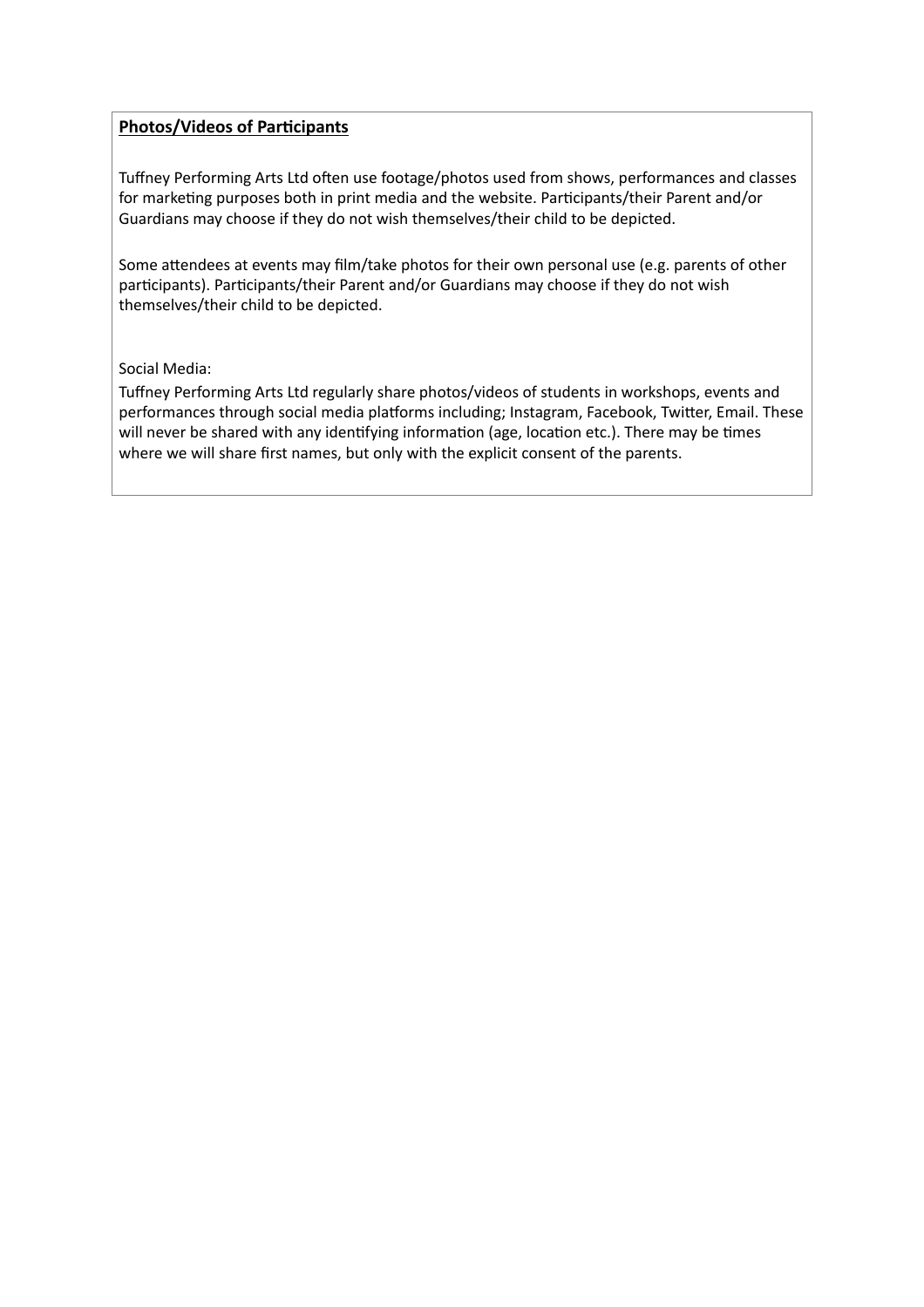**Photos/Videos of Participants**

Tuffney Performing Arts Ltd often use footage/photos used from shows, performances and classes for marketing purposes both in print media and the website. Participants/their Parent and/or Guardians may choose if they do not wish themselves/their child to be depicted.

Some attendees at events may film/take photos for their own personal use (e.g. parents of other participants). Participants/their Parent and/or Guardians may choose if they do not wish themselves/their child to be depicted.

Social Media:

Tuffney Performing Arts Ltd regularly share photos/videos of students in workshops, events and performances through social media platforms including; Instagram, Facebook, Twitter, Email. These will never be shared with any identifying information (age, location etc.). There may be times where we will share first names, but only with the explicit consent of the parents.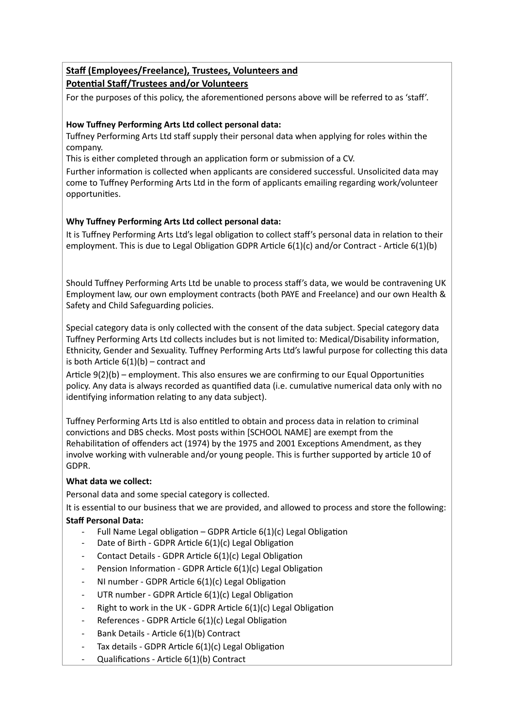**Staff (Employees/Freelance), Trustees, Volunteers and Potential Staff/Trustees and/or Volunteers**

For the purposes of this policy, the aforementioned persons above will be referred to as 'staff'.

**How Tuffney Performing Arts Ltd collect personal data:**

Tuffney Performing Arts Ltd staff supply their personal data when applying for roles within the company.

This is either completed through an application form or submission of a CV.

Further information is collected when applicants are considered successful. Unsolicited data may come to Tuffney Performing Arts Ltd in the form of applicants emailing regarding work/volunteer opportunities.

**Why Tuffney Performing Arts Ltd collect personal data:**

It is Tuffney Performing Arts Ltd's legal obligation to collect staff's personal data in relation to their employment. This is due to Legal Obligation GDPR Article 6(1)(c) and/or Contract - Article 6(1)(b)

Should Tuffney Performing Arts Ltd be unable to process staff's data, we would be contravening UK Employment law, our own employment contracts (both PAYE and Freelance) and our own Health & Safety and Child Safeguarding policies.

Special category data is only collected with the consent of the data subject. Special category data Tuffney Performing Arts Ltd collects includes but is not limited to: Medical/Disability information, Ethnicity, Gender and Sexuality. Tuffney Performing Arts Ltd's lawful purpose for collecting this data is both Article 6(1)(b) – contract and

Article 9(2)(b) – employment. This also ensures we are confirming to our Equal Opportunities policy. Any data is always recorded as quantified data (i.e. cumulative numerical data only with no identifying information relating to any data subject).

Tuffney Performing Arts Ltd is also entitled to obtain and process data in relation to criminal convictions and DBS checks. Most posts within [SCHOOL NAME] are exempt from the Rehabilitation of offenders act (1974) by the 1975 and 2001 Exceptions Amendment, as they involve working with vulnerable and/or young people. This is further supported by article 10 of GDPR.

**What data we collect:**

Personal data and some special category is collected.

It is essential to our business that we are provided, and allowed to process and store the following:

**Staff Personal Data:**

- Full Name Legal obligation – GDPR Article 6(1)(c) Legal Obligation
- Date of Birth - GDPR Article 6(1)(c) Legal Obligation
- Contact Details - GDPR Article 6(1)(c) Legal Obligation
- Pension Information - GDPR Article 6(1)(c) Legal Obligation
- NI number - GDPR Article 6(1)(c) Legal Obligation
- UTR number - GDPR Article 6(1)(c) Legal Obligation
- Right to work in the UK - GDPR Article 6(1)(c) Legal Obligation
- References - GDPR Article 6(1)(c) Legal Obligation
- Bank Details - Article 6(1)(b) Contract
- Tax details - GDPR Article 6(1)(c) Legal Obligation
- Qualifications - Article 6(1)(b) Contract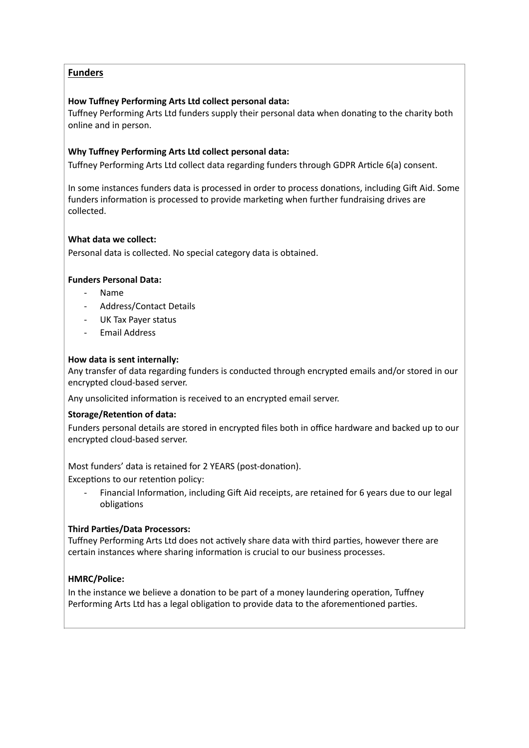## Funders

**How Tuffney Performing Arts Ltd collect personal data:**
Tuffney Performing Arts Ltd funders supply their personal data when donating to the charity both online and in person.

**Why Tuffney Performing Arts Ltd collect personal data:**
Tuffney Performing Arts Ltd collect data regarding funders through GDPR Article 6(a) consent.

In some instances funders data is processed in order to process donations, including Gift Aid. Some funders information is processed to provide marketing when further fundraising drives are collected.

**What data we collect:**
Personal data is collected. No special category data is obtained.

**Funders Personal Data:**

- Name
- Address/Contact Details
- UK Tax Payer status
- Email Address

**How data is sent internally:**
Any transfer of data regarding funders is conducted through encrypted emails and/or stored in our encrypted cloud-based server.

Any unsolicited information is received to an encrypted email server.

**Storage/Retention of data:**
Funders personal details are stored in encrypted files both in office hardware and backed up to our encrypted cloud-based server.

Most funders' data is retained for 2 YEARS (post-donation).
Exceptions to our retention policy:

- Financial Information, including Gift Aid receipts, are retained for 6 years due to our legal obligations

**Third Parties/Data Processors:**
Tuffney Performing Arts Ltd does not actively share data with third parties, however there are certain instances where sharing information is crucial to our business processes.

**HMRC/Police:**
In the instance we believe a donation to be part of a money laundering operation, Tuffney Performing Arts Ltd has a legal obligation to provide data to the aforementioned parties.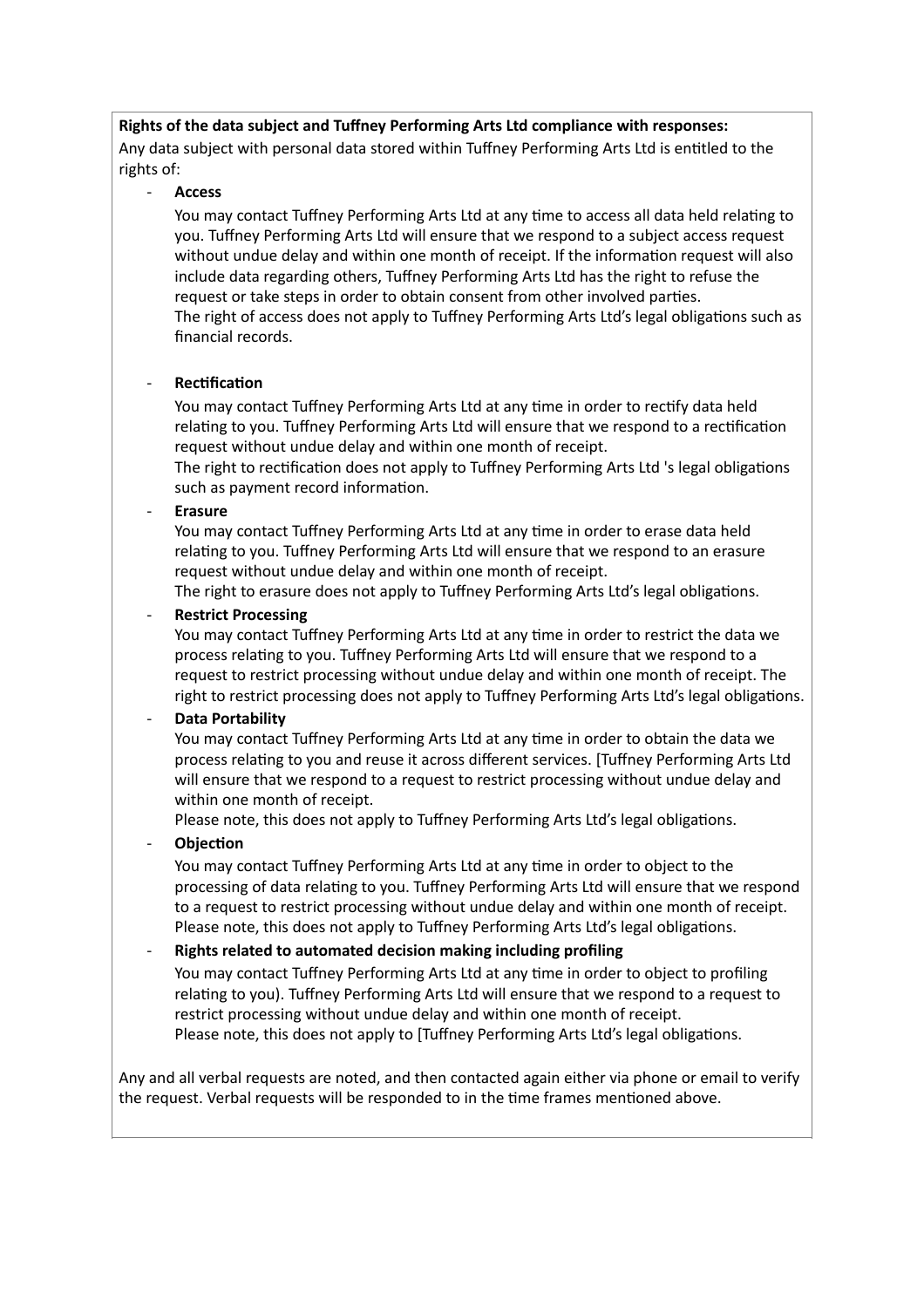**Rights of the data subject and Tuffney Performing Arts Ltd compliance with responses:**

Any data subject with personal data stored within Tuffney Performing Arts Ltd is entitled to the rights of:

- **Access**

  You may contact Tuffney Performing Arts Ltd at any time to access all data held relating to you. Tuffney Performing Arts Ltd will ensure that we respond to a subject access request without undue delay and within one month of receipt. If the information request will also include data regarding others, Tuffney Performing Arts Ltd has the right to refuse the request or take steps in order to obtain consent from other involved parties.

  The right of access does not apply to Tuffney Performing Arts Ltd's legal obligations such as financial records.

- **Rectification**

  You may contact Tuffney Performing Arts Ltd at any time in order to rectify data held relating to you. Tuffney Performing Arts Ltd will ensure that we respond to a rectification request without undue delay and within one month of receipt.

  The right to rectification does not apply to Tuffney Performing Arts Ltd 's legal obligations such as payment record information.

- **Erasure**

  You may contact Tuffney Performing Arts Ltd at any time in order to erase data held relating to you. Tuffney Performing Arts Ltd will ensure that we respond to an erasure request without undue delay and within one month of receipt.

  The right to erasure does not apply to Tuffney Performing Arts Ltd's legal obligations.

- **Restrict Processing**

  You may contact Tuffney Performing Arts Ltd at any time in order to restrict the data we process relating to you. Tuffney Performing Arts Ltd will ensure that we respond to a request to restrict processing without undue delay and within one month of receipt. The right to restrict processing does not apply to Tuffney Performing Arts Ltd's legal obligations.

- **Data Portability**

  You may contact Tuffney Performing Arts Ltd at any time in order to obtain the data we process relating to you and reuse it across different services. [Tuffney Performing Arts Ltd will ensure that we respond to a request to restrict processing without undue delay and within one month of receipt.

  Please note, this does not apply to Tuffney Performing Arts Ltd's legal obligations.

- **Objection**

  You may contact Tuffney Performing Arts Ltd at any time in order to object to the processing of data relating to you. Tuffney Performing Arts Ltd will ensure that we respond to a request to restrict processing without undue delay and within one month of receipt.

  Please note, this does not apply to Tuffney Performing Arts Ltd's legal obligations.

- **Rights related to automated decision making including profiling**

  You may contact Tuffney Performing Arts Ltd at any time in order to object to profiling relating to you). Tuffney Performing Arts Ltd will ensure that we respond to a request to restrict processing without undue delay and within one month of receipt.

  Please note, this does not apply to [Tuffney Performing Arts Ltd's legal obligations.

Any and all verbal requests are noted, and then contacted again either via phone or email to verify the request. Verbal requests will be responded to in the time frames mentioned above.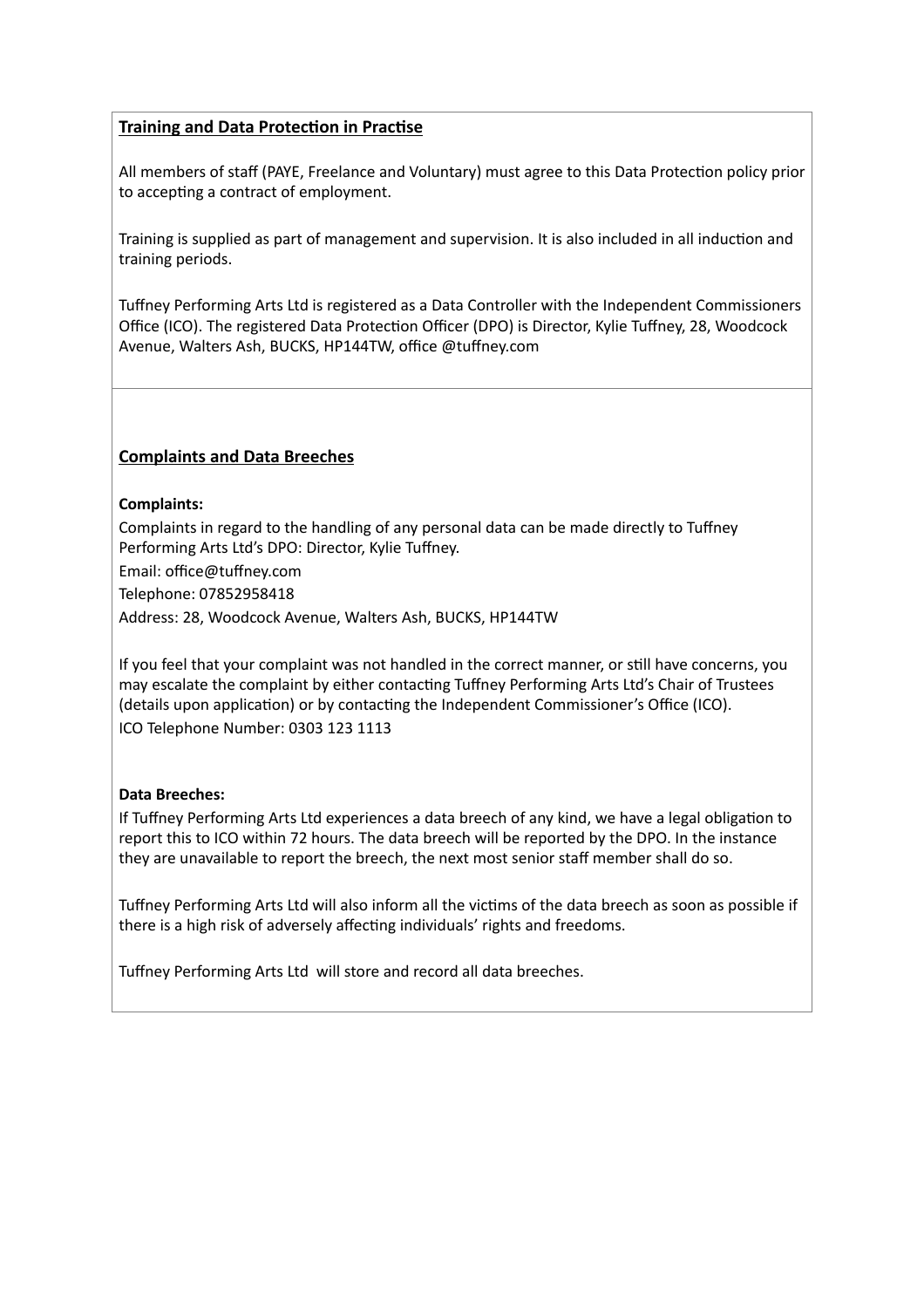**Training and Data Protection in Practise**

All members of staff (PAYE, Freelance and Voluntary) must agree to this Data Protection policy prior to accepting a contract of employment.

Training is supplied as part of management and supervision. It is also included in all induction and training periods.

Tuffney Performing Arts Ltd is registered as a Data Controller with the Independent Commissioners Office (ICO). The registered Data Protection Officer (DPO) is Director, Kylie Tuffney, 28, Woodcock Avenue, Walters Ash, BUCKS, HP144TW, office @tuffney.com

**Complaints and Data Breeches**

**Complaints:**

Complaints in regard to the handling of any personal data can be made directly to Tuffney Performing Arts Ltd's DPO: Director, Kylie Tuffney.

Email: office@tuffney.com

Telephone: 07852958418

Address: 28, Woodcock Avenue, Walters Ash, BUCKS, HP144TW

If you feel that your complaint was not handled in the correct manner, or still have concerns, you may escalate the complaint by either contacting Tuffney Performing Arts Ltd's Chair of Trustees (details upon application) or by contacting the Independent Commissioner's Office (ICO).

ICO Telephone Number: 0303 123 1113

**Data Breeches:**

If Tuffney Performing Arts Ltd experiences a data breech of any kind, we have a legal obligation to report this to ICO within 72 hours. The data breech will be reported by the DPO. In the instance they are unavailable to report the breech, the next most senior staff member shall do so.

Tuffney Performing Arts Ltd will also inform all the victims of the data breech as soon as possible if there is a high risk of adversely affecting individuals' rights and freedoms.

Tuffney Performing Arts Ltd will store and record all data breeches.